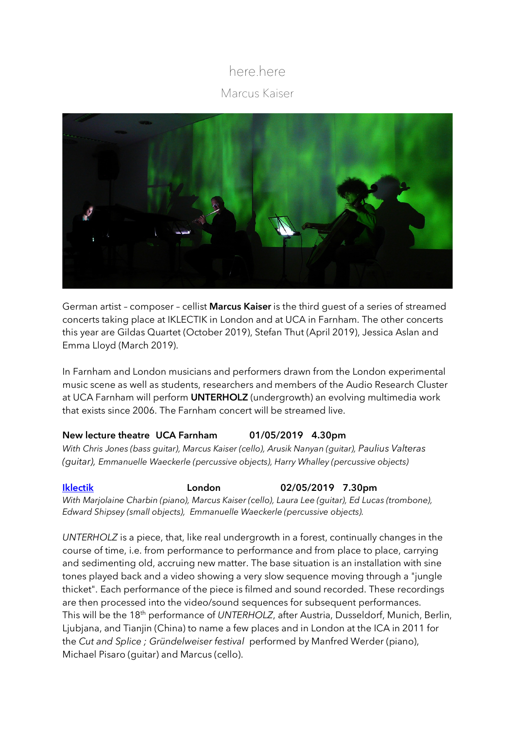# here.here

## Marcus Kaiser

German artist – composer – cellist **Marcus Kaiser** is the third guest of a series of streamed concerts taking place at IKLECTIK in London and at UCA in Farnham. The other concerts this year are Gildas Quartet (October 2019), Stefan Thut (April 2019), Jessica Aslan and Emma Lloyd (March 2019).

In Farnham and London musicians and performers drawn from the London experimental music scene as well as students, researchers and members of the Audio Research Cluster at UCA Farnham will perform **UNTERHOLZ** (undergrowth) an evolving multimedia work that exists since 2006. The Farnham concert will be streamed live.

**New lecture theatre UCA Farnham 01/05/2019 4.30pm**

*With Chris Jones (bass guitar), Marcus Kaiser (cello), Arusik Nanyan (guitar), Paulius Valteras (guitar), Emmanuelle Waeckerle (percussive objects), Harry Whalley (percussive objects)*

**Iklectik London 02/05/2019 7.30pm**

*With Marjolaine Charbin (piano), Marcus Kaiser (cello), Laura Lee (guitar), Ed Lucas (trombone), Edward Shipsey (small objects), Emmanuelle Waeckerle (percussive objects).*

*UNTERHOLZ* is a piece, that, like real undergrowth in a forest, continually changes in the course of time, i.e. from performance to performance and from place to place, carrying and sedimenting old, accruing new matter. The base situation is an installation with sine tones played back and a video showing a very slow sequence moving through a "jungle thicket". Each performance of the piece is filmed and sound recorded. These recordings are then processed into the video/sound sequences for subsequent performances.
This will be the 18th performance of *UNTERHOLZ*, after Austria, Dusseldorf, Munich, Berlin, Ljubjana, and Tianjin (China) to name a few places and in London at the ICA in 2011 for the *Cut and Splice ; Gründelweiser festival* performed by Manfred Werder (piano), Michael Pisaro (guitar) and Marcus (cello).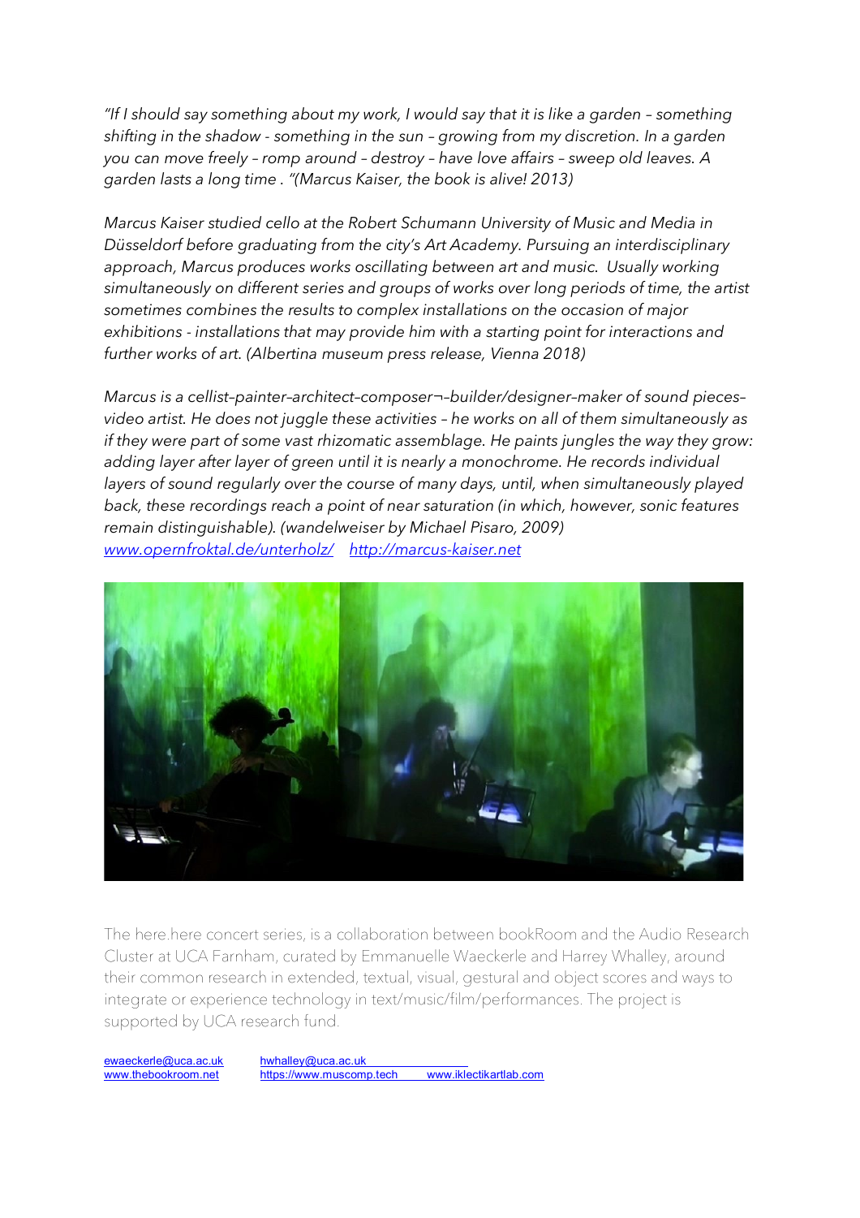*"If I should say something about my work, I would say that it is like a garden – something shifting in the shadow - something in the sun – growing from my discretion. In a garden you can move freely – romp around – destroy – have love affairs – sweep old leaves. A garden lasts a long time . "(Marcus Kaiser, the book is alive! 2013)*

*Marcus Kaiser studied cello at the Robert Schumann University of Music and Media in Düsseldorf before graduating from the city's Art Academy. Pursuing an interdisciplinary approach, Marcus produces works oscillating between art and music. Usually working simultaneously on different series and groups of works over long periods of time, the artist sometimes combines the results to complex installations on the occasion of major exhibitions - installations that may provide him with a starting point for interactions and further works of art. (Albertina museum press release, Vienna 2018)*

*Marcus is a cellist–painter–architect–composer¬–builder/designer–maker of sound pieces–video artist. He does not juggle these activities – he works on all of them simultaneously as if they were part of some vast rhizomatic assemblage. He paints jungles the way they grow: adding layer after layer of green until it is nearly a monochrome. He records individual layers of sound regularly over the course of many days, until, when simultaneously played back, these recordings reach a point of near saturation (in which, however, sonic features remain distinguishable). (wandelweiser by Michael Pisaro, 2009)*
*www.opernfroktal.de/unterholz/* *http://marcus-kaiser.net*

The here.here concert series, is a collaboration between bookRoom and the Audio Research Cluster at UCA Farnham, curated by Emmanuelle Waeckerle and Harrey Whalley, around their common research in extended, textual, visual, gestural and object scores and ways to integrate or experience technology in text/music/film/performances. The project is supported by UCA research fund.

ewaeckerle@uca.ac.uk  
www.thebookroom.net

hwhalley@uca.ac.uk  
https://www.muscomp.tech

www.iklectikartlab.com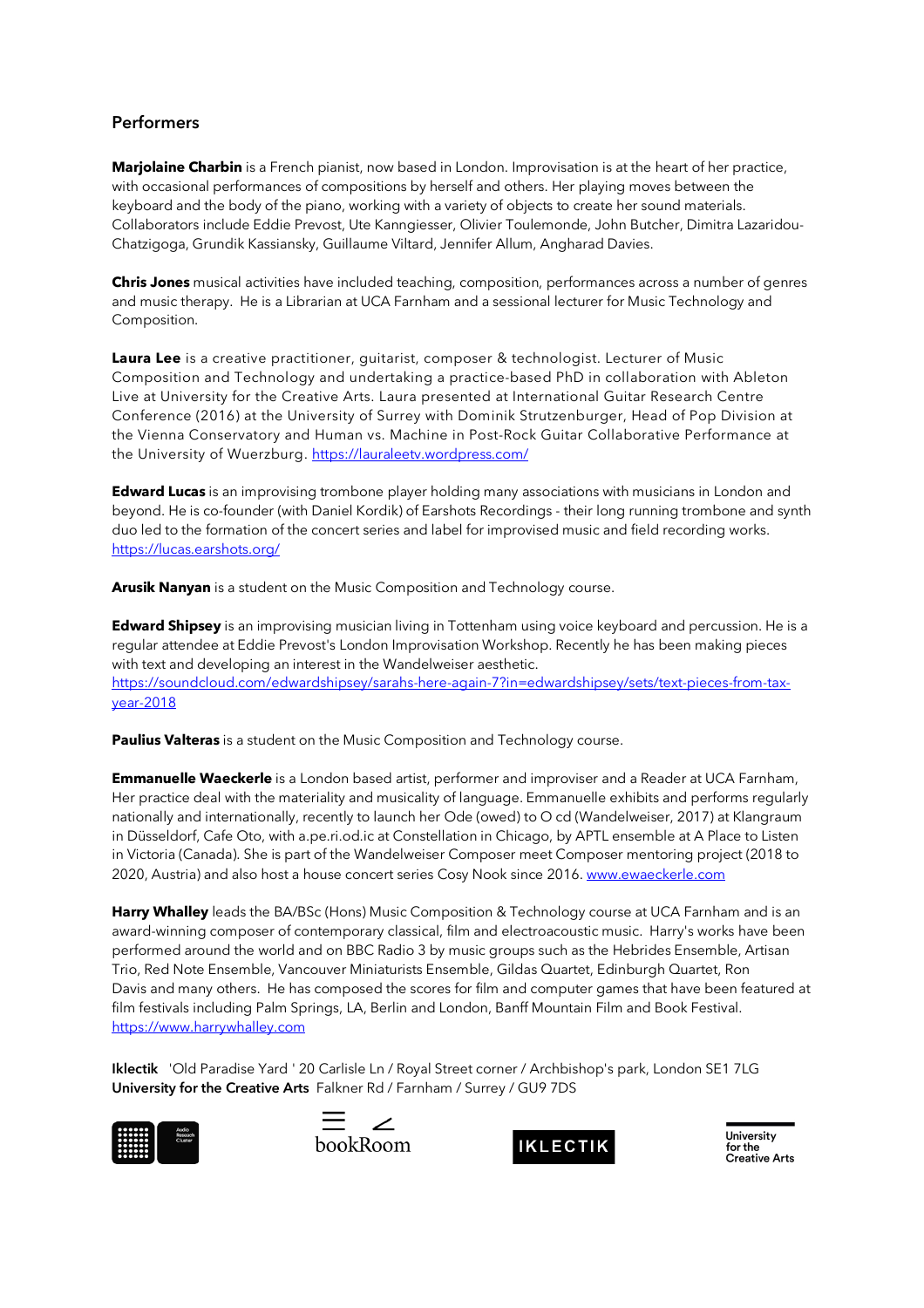## Performers

**Marjolaine Charbin** is a French pianist, now based in London. Improvisation is at the heart of her practice, with occasional performances of compositions by herself and others. Her playing moves between the keyboard and the body of the piano, working with a variety of objects to create her sound materials. Collaborators include Eddie Prevost, Ute Kanngiesser, Olivier Toulemonde, John Butcher, Dimitra Lazaridou-Chatzigoga, Grundik Kassiansky, Guillaume Viltard, Jennifer Allum, Angharad Davies.

**Chris Jones** musical activities have included teaching, composition, performances across a number of genres and music therapy. He is a Librarian at UCA Farnham and a sessional lecturer for Music Technology and Composition.

**Laura Lee** is a creative practitioner, guitarist, composer & technologist. Lecturer of Music Composition and Technology and undertaking a practice-based PhD in collaboration with Ableton Live at University for the Creative Arts. Laura presented at International Guitar Research Centre Conference (2016) at the University of Surrey with Dominik Strutzenburger, Head of Pop Division at the Vienna Conservatory and Human vs. Machine in Post-Rock Guitar Collaborative Performance at the University of Wuerzburg. https://lauraleetv.wordpress.com/

**Edward Lucas** is an improvising trombone player holding many associations with musicians in London and beyond. He is co-founder (with Daniel Kordik) of Earshots Recordings - their long running trombone and synth duo led to the formation of the concert series and label for improvised music and field recording works. https://lucas.earshots.org/

**Arusik Nanyan** is a student on the Music Composition and Technology course.

**Edward Shipsey** is an improvising musician living in Tottenham using voice keyboard and percussion. He is a regular attendee at Eddie Prevost's London Improvisation Workshop. Recently he has been making pieces with text and developing an interest in the Wandelweiser aesthetic. https://soundcloud.com/edwardshipsey/sarahs-here-again-7?in=edwardshipsey/sets/text-pieces-from-tax-year-2018

**Paulius Valteras** is a student on the Music Composition and Technology course.

**Emmanuelle Waeckerle** is a London based artist, performer and improviser and a Reader at UCA Farnham, Her practice deal with the materiality and musicality of language. Emmanuelle exhibits and performs regularly nationally and internationally, recently to launch her Ode (owed) to O cd (Wandelweiser, 2017) at Klangraum in Düsseldorf, Cafe Oto, with a.pe.ri.od.ic at Constellation in Chicago, by APTL ensemble at A Place to Listen in Victoria (Canada). She is part of the Wandelweiser Composer meet Composer mentoring project (2018 to 2020, Austria) and also host a house concert series Cosy Nook since 2016. www.ewaeckerle.com

**Harry Whalley** leads the BA/BSc (Hons) Music Composition & Technology course at UCA Farnham and is an award-winning composer of contemporary classical, film and electroacoustic music. Harry's works have been performed around the world and on BBC Radio 3 by music groups such as the Hebrides Ensemble, Artisan Trio, Red Note Ensemble, Vancouver Miniaturists Ensemble, Gildas Quartet, Edinburgh Quartet, Ron Davis and many others. He has composed the scores for film and computer games that have been featured at film festivals including Palm Springs, LA, Berlin and London, Banff Mountain Film and Book Festival. https://www.harrywhalley.com

**Iklectik** 'Old Paradise Yard ' 20 Carlisle Ln / Royal Street corner / Archbishop's park, London SE1 7LG
**University for the Creative Arts** Falkner Rd / Farnham / Surrey / GU9 7DS